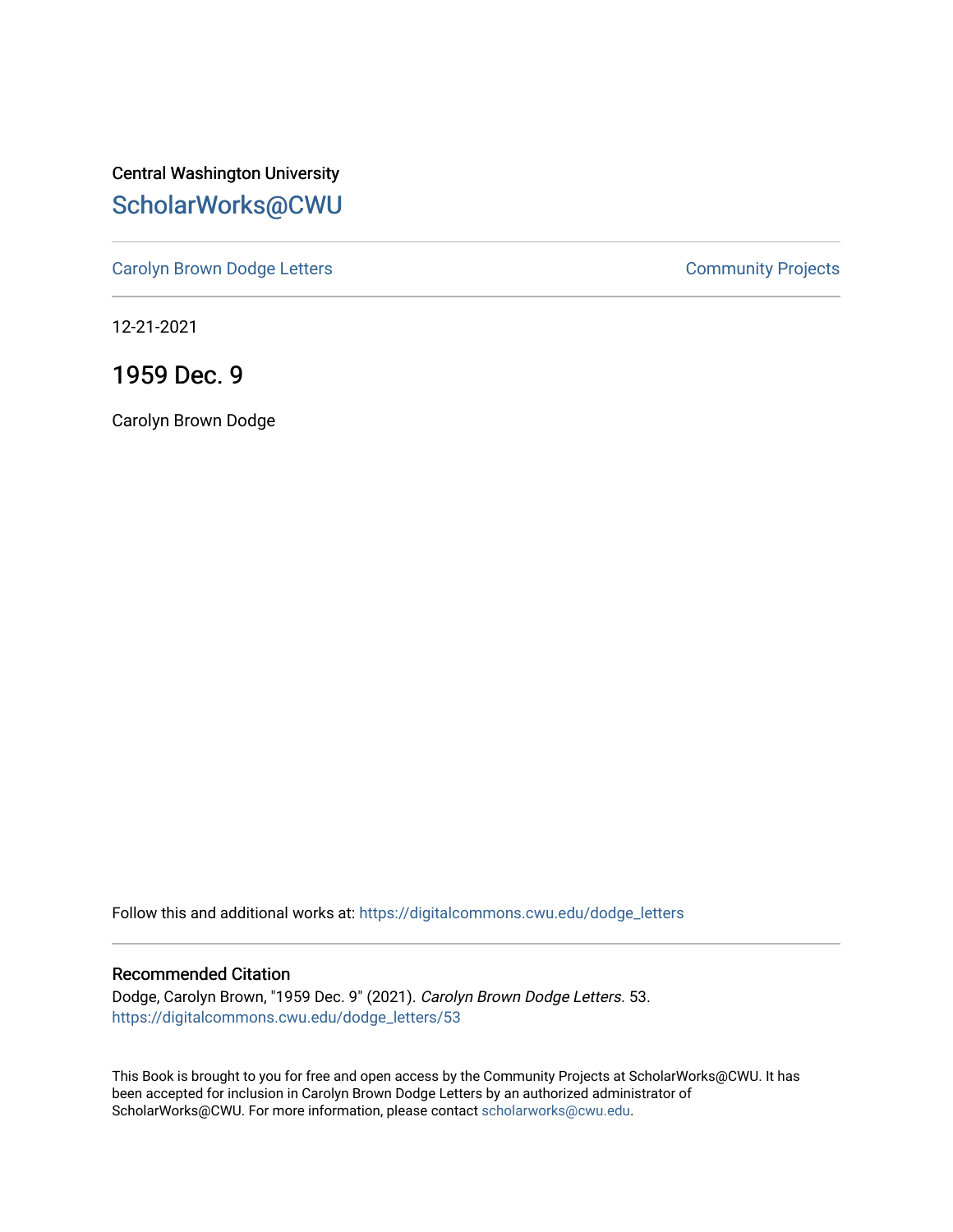Central Washington University

# ScholarWorks@CWU

Carolyn Brown Dodge Letters

Community Projects

12-21-2021

## 1959 Dec. 9

Carolyn Brown Dodge

Follow this and additional works at: https://digitalcommons.cwu.edu/dodge_letters

### Recommended Citation

Dodge, Carolyn Brown, "1959 Dec. 9" (2021). *Carolyn Brown Dodge Letters*. 53.
https://digitalcommons.cwu.edu/dodge_letters/53

This Book is brought to you for free and open access by the Community Projects at ScholarWorks@CWU. It has been accepted for inclusion in Carolyn Brown Dodge Letters by an authorized administrator of ScholarWorks@CWU. For more information, please contact scholarworks@cwu.edu.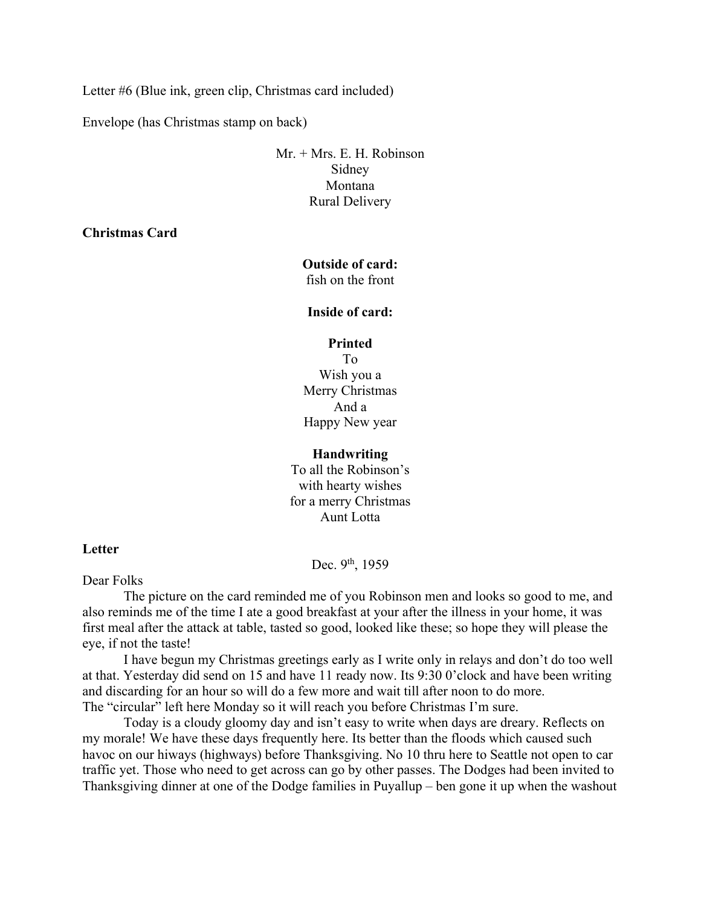Letter #6 (Blue ink, green clip, Christmas card included)

Envelope (has Christmas stamp on back)

Mr. + Mrs. E. H. Robinson  
Sidney  
Montana  
Rural Delivery

**Christmas Card**

**Outside of card:**  
fish on the front

**Inside of card:**

**Printed**  
To  
Wish you a  
Merry Christmas  
And a  
Happy New year

**Handwriting**  
To all the Robinson's  
with hearty wishes  
for a merry Christmas  
Aunt Lotta

**Letter**

Dec. 9th, 1959

Dear Folks

The picture on the card reminded me of you Robinson men and looks so good to me, and also reminds me of the time I ate a good breakfast at your after the illness in your home, it was first meal after the attack at table, tasted so good, looked like these; so hope they will please the eye, if not the taste!

I have begun my Christmas greetings early as I write only in relays and don't do too well at that. Yesterday did send on 15 and have 11 ready now. Its 9:30 0'clock and have been writing and discarding for an hour so will do a few more and wait till after noon to do more. The "circular" left here Monday so it will reach you before Christmas I'm sure.

Today is a cloudy gloomy day and isn't easy to write when days are dreary. Reflects on my morale! We have these days frequently here. Its better than the floods which caused such havoc on our hiways (highways) before Thanksgiving. No 10 thru here to Seattle not open to car traffic yet. Those who need to get across can go by other passes. The Dodges had been invited to Thanksgiving dinner at one of the Dodge families in Puyallup – ben gone it up when the washout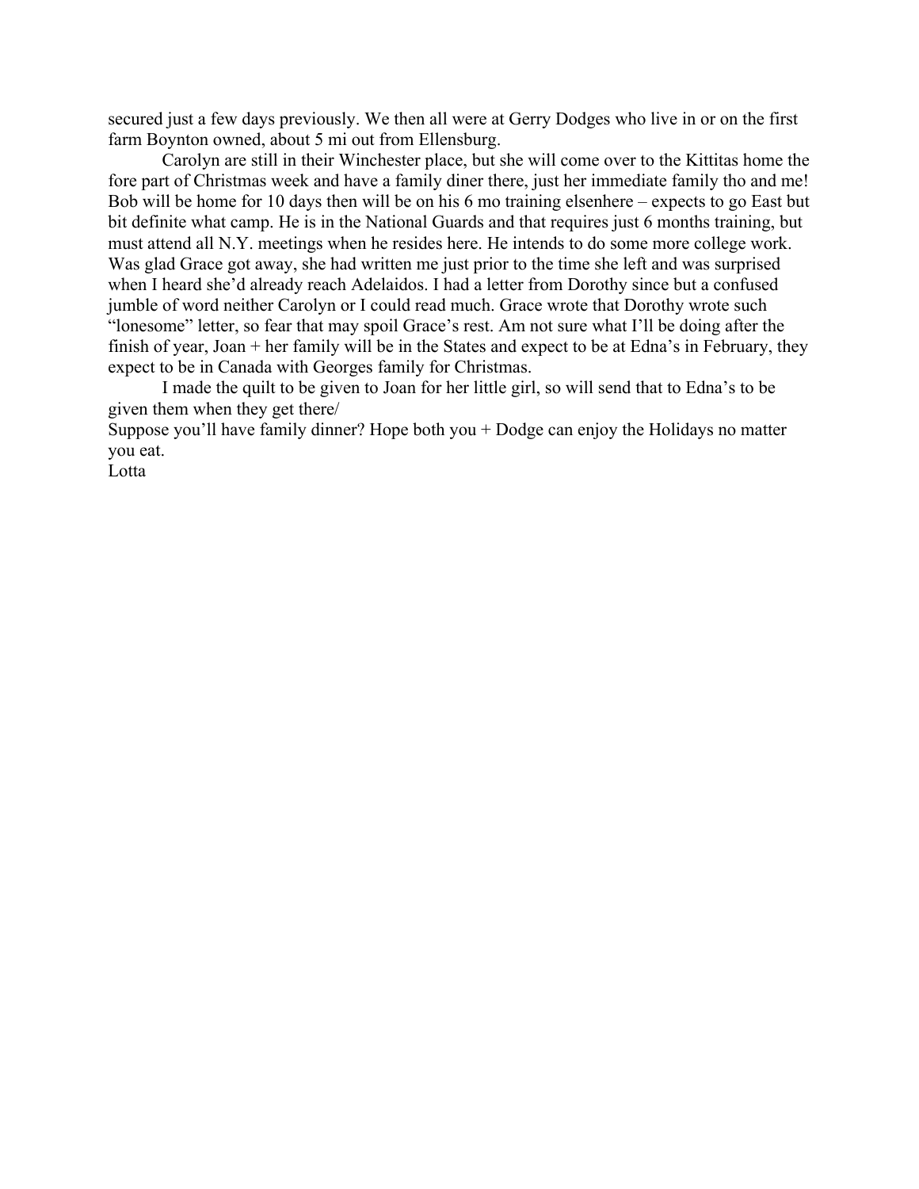secured just a few days previously. We then all were at Gerry Dodges who live in or on the first farm Boynton owned, about 5 mi out from Ellensburg.

Carolyn are still in their Winchester place, but she will come over to the Kittitas home the fore part of Christmas week and have a family diner there, just her immediate family tho and me! Bob will be home for 10 days then will be on his 6 mo training elsenhere – expects to go East but bit definite what camp. He is in the National Guards and that requires just 6 months training, but must attend all N.Y. meetings when he resides here. He intends to do some more college work. Was glad Grace got away, she had written me just prior to the time she left and was surprised when I heard she'd already reach Adelaidos. I had a letter from Dorothy since but a confused jumble of word neither Carolyn or I could read much. Grace wrote that Dorothy wrote such "lonesome" letter, so fear that may spoil Grace's rest. Am not sure what I'll be doing after the finish of year, Joan + her family will be in the States and expect to be at Edna's in February, they expect to be in Canada with Georges family for Christmas.

I made the quilt to be given to Joan for her little girl, so will send that to Edna's to be given them when they get there/

Suppose you'll have family dinner? Hope both you + Dodge can enjoy the Holidays no matter you eat.

Lotta